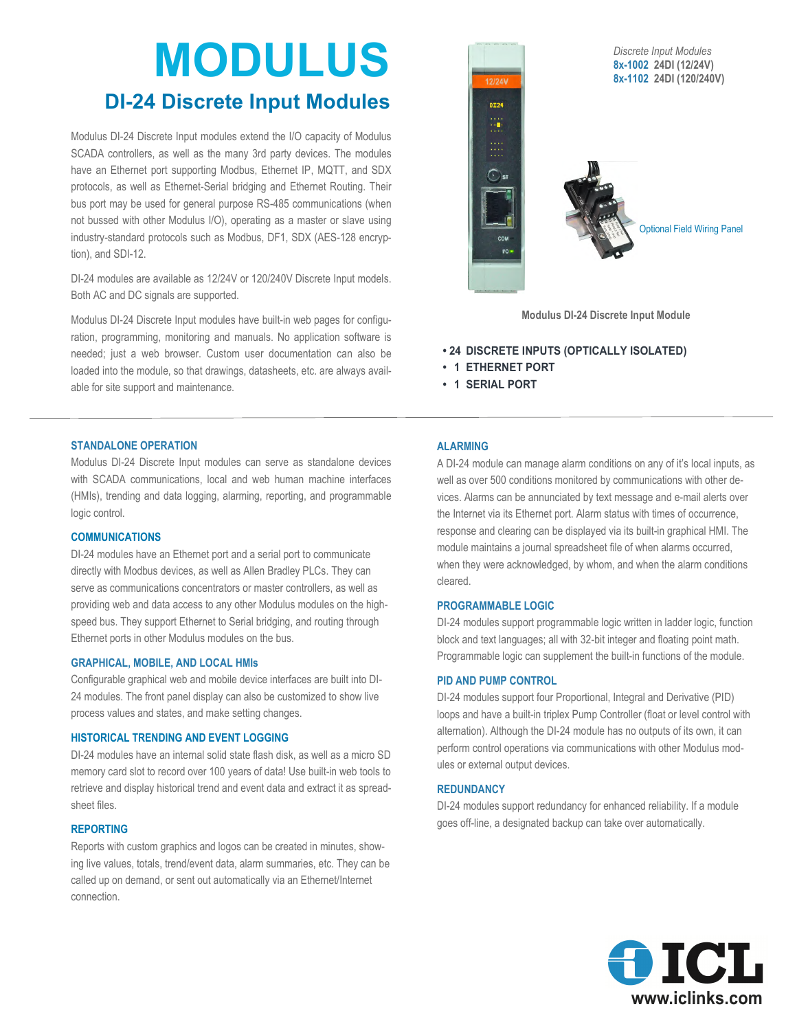# MODULUS

## DI-24 Discrete Input Modules

Modulus DI-24 Discrete Input modules extend the I/O capacity of Modulus SCADA controllers, as well as the many 3rd party devices. The modules have an Ethernet port supporting Modbus, Ethernet IP, MQTT, and SDX protocols, as well as Ethernet-Serial bridging and Ethernet Routing. Their bus port may be used for general purpose RS-485 communications (when not bussed with other Modulus I/O), operating as a master or slave using industry-standard protocols such as Modbus, DF1, SDX (AES-128 encryption), and SDI-12.

DI-24 modules are available as 12/24V or 120/240V Discrete Input models. Both AC and DC signals are supported.

Modulus DI-24 Discrete Input modules have built-in web pages for configuration, programming, monitoring and manuals. No application software is needed; just a web browser. Custom user documentation can also be loaded into the module, so that drawings, datasheets, etc. are always available for site support and maintenance.

*Discrete Input Modules*
**8x-1002** 24DI (12/24V)
**8x-1102** 24DI (120/240V)

Optional Field Wiring Panel

**Modulus DI-24 Discrete Input Module**

- **24 DISCRETE INPUTS (OPTICALLY ISOLATED)**
- **1 ETHERNET PORT**
- **1 SERIAL PORT**

### STANDALONE OPERATION

Modulus DI-24 Discrete Input modules can serve as standalone devices with SCADA communications, local and web human machine interfaces (HMIs), trending and data logging, alarming, reporting, and programmable logic control.

### COMMUNICATIONS

DI-24 modules have an Ethernet port and a serial port to communicate directly with Modbus devices, as well as Allen Bradley PLCs. They can serve as communications concentrators or master controllers, as well as providing web and data access to any other Modulus modules on the high-speed bus. They support Ethernet to Serial bridging, and routing through Ethernet ports in other Modulus modules on the bus.

### GRAPHICAL, MOBILE, AND LOCAL HMIs

Configurable graphical web and mobile device interfaces are built into DI-24 modules. The front panel display can also be customized to show live process values and states, and make setting changes.

### HISTORICAL TRENDING AND EVENT LOGGING

DI-24 modules have an internal solid state flash disk, as well as a micro SD memory card slot to record over 100 years of data! Use built-in web tools to retrieve and display historical trend and event data and extract it as spreadsheet files.

### REPORTING

Reports with custom graphics and logos can be created in minutes, showing live values, totals, trend/event data, alarm summaries, etc. They can be called up on demand, or sent out automatically via an Ethernet/Internet connection.

### ALARMING

A DI-24 module can manage alarm conditions on any of it's local inputs, as well as over 500 conditions monitored by communications with other devices. Alarms can be annunciated by text message and e-mail alerts over the Internet via its Ethernet port. Alarm status with times of occurrence, response and clearing can be displayed via its built-in graphical HMI. The module maintains a journal spreadsheet file of when alarms occurred, when they were acknowledged, by whom, and when the alarm conditions cleared.

### PROGRAMMABLE LOGIC

DI-24 modules support programmable logic written in ladder logic, function block and text languages; all with 32-bit integer and floating point math. Programmable logic can supplement the built-in functions of the module.

### PID AND PUMP CONTROL

DI-24 modules support four Proportional, Integral and Derivative (PID) loops and have a built-in triplex Pump Controller (float or level control with alternation). Although the DI-24 module has no outputs of its own, it can perform control operations via communications with other Modulus modules or external output devices.

### REDUNDANCY

DI-24 modules support redundancy for enhanced reliability. If a module goes off-line, a designated backup can take over automatically.

**ICL**
www.iclinks.com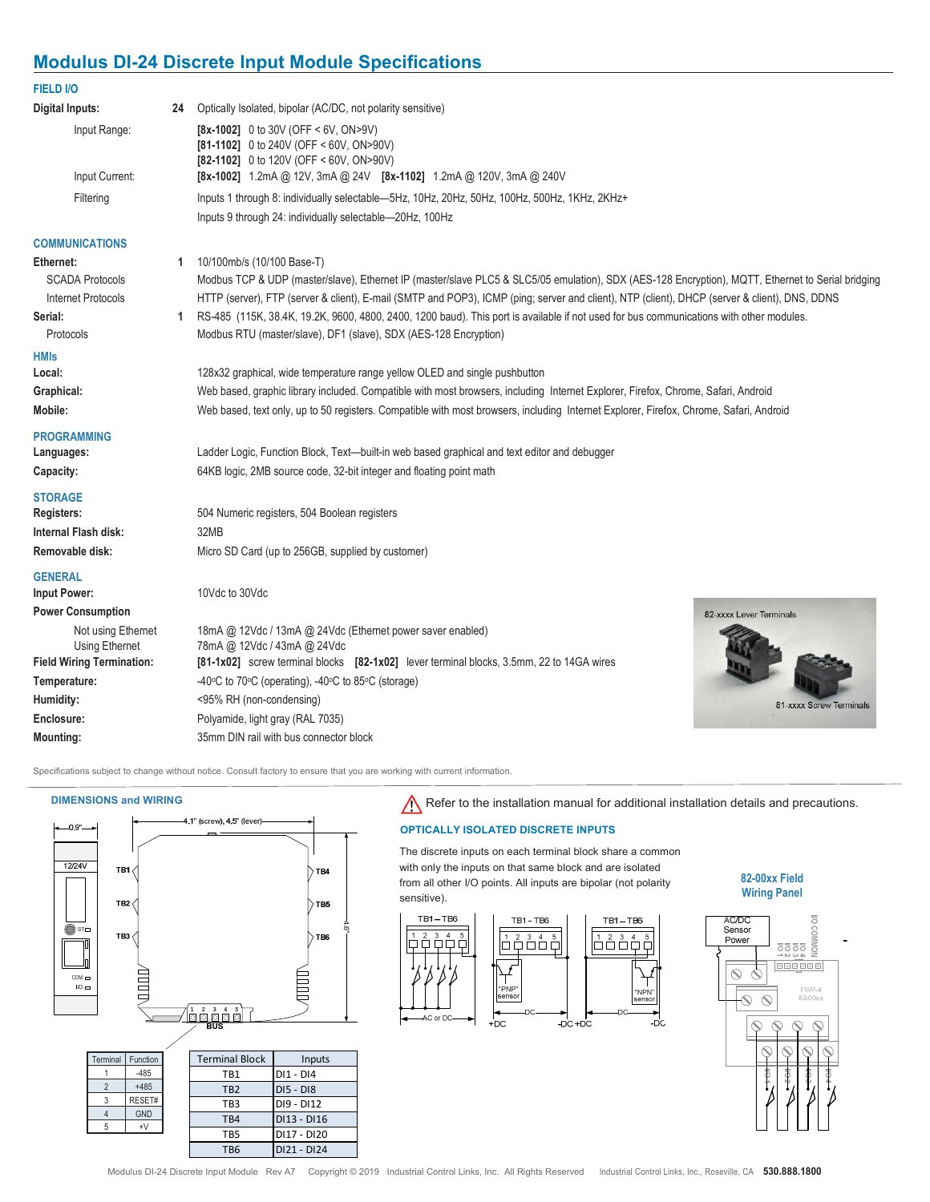# Modulus DI-24 Discrete Input Module Specifications

## FIELD I/O

| | | |
|---|---|---|
| **Digital Inputs:** | **24** | Optically Isolated, bipolar (AC/DC, not polarity sensitive) |
| Input Range: | | **[8x-1002]** 0 to 30V (OFF < 6V, ON>9V)<br>**[81-1102]** 0 to 240V (OFF < 60V, ON>90V)<br>**[82-1102]** 0 to 120V (OFF < 60V, ON>90V) |
| Input Current: | | **[8x-1002]** 1.2mA @ 12V, 3mA @ 24V **[8x-1102]** 1.2mA @ 120V, 3mA @ 240V |
| Filtering | | Inputs 1 through 8: individually selectable—5Hz, 10Hz, 20Hz, 50Hz, 100Hz, 500Hz, 1KHz, 2KHz+<br>Inputs 9 through 24: individually selectable—20Hz, 100Hz |

## COMMUNICATIONS

| | | |
|---|---|---|
| **Ethernet:** | 1 | 10/100mb/s (10/100 Base-T) |
| SCADA Protocols | | Modbus TCP & UDP (master/slave), Ethernet IP (master/slave PLC5 & SLC5/05 emulation), SDX (AES-128 Encryption), MQTT, Ethernet to Serial bridging |
| Internet Protocols | | HTTP (server), FTP (server & client), E-mail (SMTP and POP3), ICMP (ping; server and client), NTP (client), DHCP (server & client), DNS, DDNS |
| **Serial:** | 1 | RS-485 (115K, 38.4K, 19.2K, 9600, 4800, 2400, 1200 baud). This port is available if not used for bus communications with other modules. |
| Protocols | | Modbus RTU (master/slave), DF1 (slave), SDX (AES-128 Encryption) |

## HMIs

| | |
|---|---|
| **Local:** | 128x32 graphical, wide temperature range yellow OLED and single pushbutton |
| **Graphical:** | Web based, graphic library included. Compatible with most browsers, including Internet Explorer, Firefox, Chrome, Safari, Android |
| **Mobile:** | Web based, text only, up to 50 registers. Compatible with most browsers, including Internet Explorer, Firefox, Chrome, Safari, Android |

## PROGRAMMING

| | |
|---|---|
| **Languages:** | Ladder Logic, Function Block, Text—built-in web based graphical and text editor and debugger |
| **Capacity:** | 64KB logic, 2MB source code, 32-bit integer and floating point math |

## STORAGE

| | |
|---|---|
| **Registers:** | 504 Numeric registers, 504 Boolean registers |
| **Internal Flash disk:** | 32MB |
| **Removable disk:** | Micro SD Card (up to 256GB, supplied by customer) |

## GENERAL

| | |
|---|---|
| **Input Power:** | 10Vdc to 30Vdc |
| **Power Consumption** | |
| Not using Ethernet | 18mA @ 12Vdc / 13mA @ 24Vdc (Ethernet power saver enabled) |
| Using Ethernet | 78mA @ 12Vdc / 43mA @ 24Vdc |
| **Field Wiring Termination:** | **[81-1x02]** screw terminal blocks **[82-1x02]** lever terminal blocks, 3.5mm, 22 to 14GA wires |
| **Temperature:** | -40°C to 70°C (operating), -40°C to 85°C (storage) |
| **Humidity:** | <95% RH (non-condensing) |
| **Enclosure:** | Polyamide, light gray (RAL 7035) |
| **Mounting:** | 35mm DIN rail with bus connector block |

82-xxxx Lever Terminals

81-xxxx Screw Terminals

Specifications subject to change without notice. Consult factory to ensure that you are working with current information.

## DIMENSIONS and WIRING

0.9"

4.1" (screw), 4.5" (lever)

4.9"

12/24V

TB1 TB2 TB3 TB4 TB5 TB6

BUS

| Terminal | Function |
|---|---|
| 1 | -485 |
| 2 | +485 |
| 3 | RESET# |
| 4 | GND |
| 5 | +V |

| Terminal Block | Inputs |
|---|---|
| TB1 | DI1 - DI4 |
| TB2 | DI5 - DI8 |
| TB3 | DI9 - DI12 |
| TB4 | DI13 - DI16 |
| TB5 | DI17 - DI20 |
| TB6 | DI21 - DI24 |

Refer to the installation manual for additional installation details and precautions.

### OPTICALLY ISOLATED DISCRETE INPUTS

The discrete inputs on each terminal block share a common with only the inputs on that same block and are isolated from all other I/O points. All inputs are bipolar (not polarity sensitive).

TB1 – TB6

AC or DC

"PNP" sensor

+DC -DC

"NPN" sensor

+DC -DC

82-00xx Field Wiring Panel

AC/DC Sensor Power

I/O COMMON

FWP-4 82-00xx